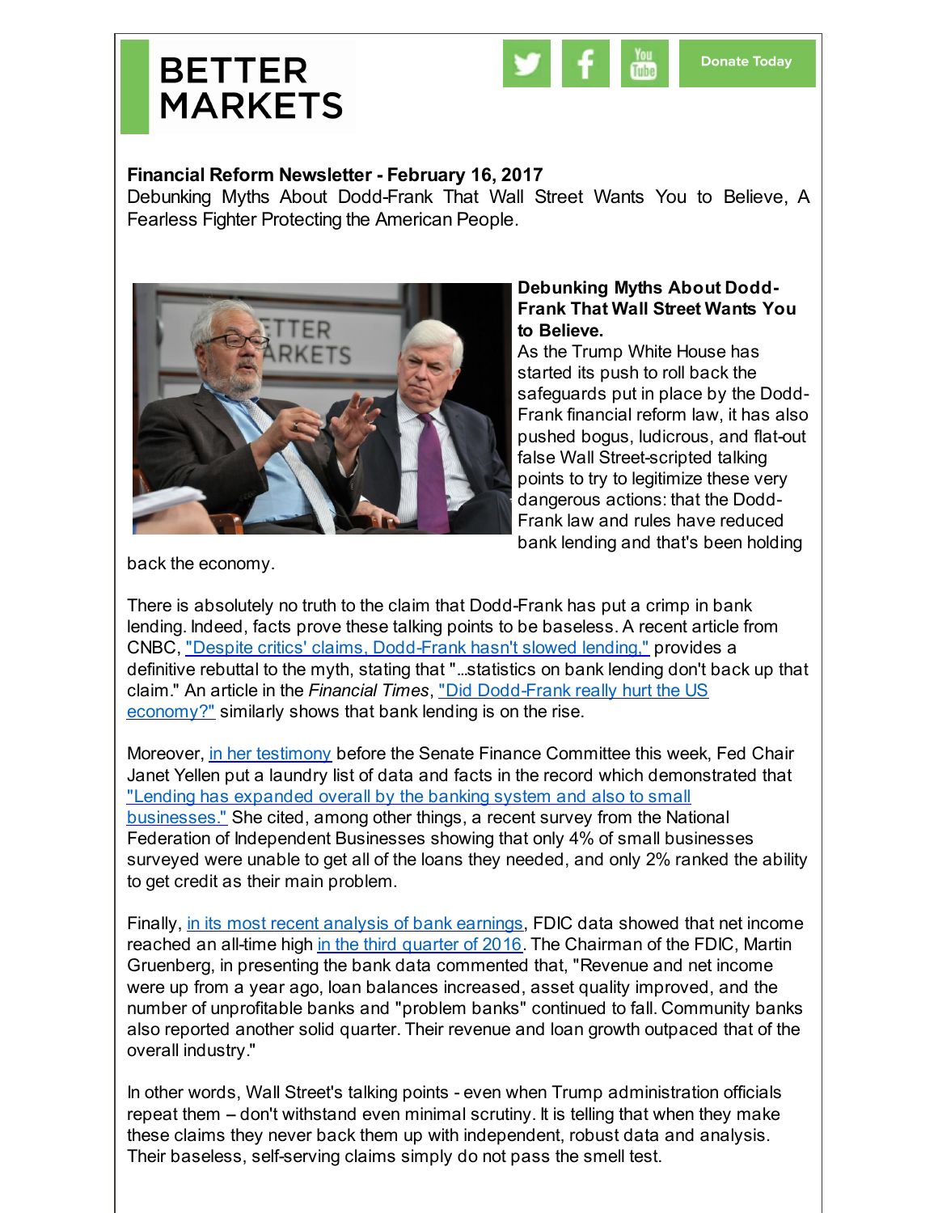BETTER MARKETS

Donate Today

**Financial Reform Newsletter - February 16, 2017**

Debunking Myths About Dodd-Frank That Wall Street Wants You to Believe, A Fearless Fighter Protecting the American People.

**Debunking Myths About Dodd-Frank That Wall Street Wants You to Believe.**

As the Trump White House has started its push to roll back the safeguards put in place by the Dodd-Frank financial reform law, it has also pushed bogus, ludicrous, and flat-out false Wall Street-scripted talking points to try to legitimize these very dangerous actions: that the Dodd-Frank law and rules have reduced bank lending and that's been holding back the economy.

There is absolutely no truth to the claim that Dodd-Frank has put a crimp in bank lending. Indeed, facts prove these talking points to be baseless. A recent article from CNBC, "Despite critics' claims, Dodd-Frank hasn't slowed lending," provides a definitive rebuttal to the myth, stating that "...statistics on bank lending don't back up that claim." An article in the *Financial Times*, "Did Dodd-Frank really hurt the US economy?" similarly shows that bank lending is on the rise.

Moreover, in her testimony before the Senate Finance Committee this week, Fed Chair Janet Yellen put a laundry list of data and facts in the record which demonstrated that "Lending has expanded overall by the banking system and also to small businesses." She cited, among other things, a recent survey from the National Federation of Independent Businesses showing that only 4% of small businesses surveyed were unable to get all of the loans they needed, and only 2% ranked the ability to get credit as their main problem.

Finally, in its most recent analysis of bank earnings, FDIC data showed that net income reached an all-time high in the third quarter of 2016. The Chairman of the FDIC, Martin Gruenberg, in presenting the bank data commented that, "Revenue and net income were up from a year ago, loan balances increased, asset quality improved, and the number of unprofitable banks and "problem banks" continued to fall. Community banks also reported another solid quarter. Their revenue and loan growth outpaced that of the overall industry."

In other words, Wall Street's talking points - even when Trump administration officials repeat them – don't withstand even minimal scrutiny. It is telling that when they make these claims they never back them up with independent, robust data and analysis. Their baseless, self-serving claims simply do not pass the smell test.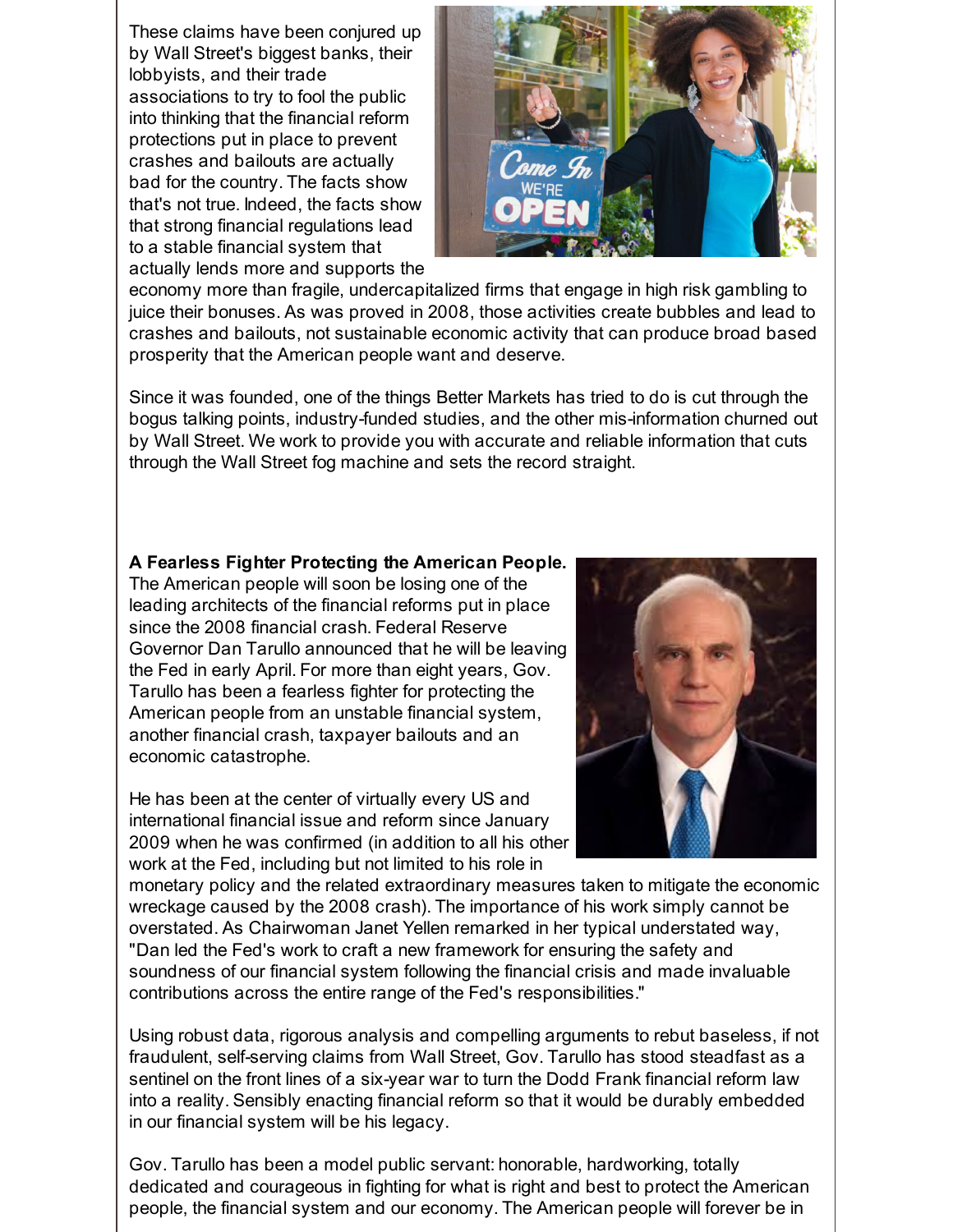These claims have been conjured up by Wall Street's biggest banks, their lobbyists, and their trade associations to try to fool the public into thinking that the financial reform protections put in place to prevent crashes and bailouts are actually bad for the country. The facts show that's not true. Indeed, the facts show that strong financial regulations lead to a stable financial system that actually lends more and supports the economy more than fragile, undercapitalized firms that engage in high risk gambling to juice their bonuses. As was proved in 2008, those activities create bubbles and lead to crashes and bailouts, not sustainable economic activity that can produce broad based prosperity that the American people want and deserve.

Since it was founded, one of the things Better Markets has tried to do is cut through the bogus talking points, industry-funded studies, and the other mis-information churned out by Wall Street. We work to provide you with accurate and reliable information that cuts through the Wall Street fog machine and sets the record straight.

**A Fearless Fighter Protecting the American People.** The American people will soon be losing one of the leading architects of the financial reforms put in place since the 2008 financial crash. Federal Reserve Governor Dan Tarullo announced that he will be leaving the Fed in early April. For more than eight years, Gov. Tarullo has been a fearless fighter for protecting the American people from an unstable financial system, another financial crash, taxpayer bailouts and an economic catastrophe.

He has been at the center of virtually every US and international financial issue and reform since January 2009 when he was confirmed (in addition to all his other work at the Fed, including but not limited to his role in monetary policy and the related extraordinary measures taken to mitigate the economic wreckage caused by the 2008 crash). The importance of his work simply cannot be overstated. As Chairwoman Janet Yellen remarked in her typical understated way, "Dan led the Fed's work to craft a new framework for ensuring the safety and soundness of our financial system following the financial crisis and made invaluable contributions across the entire range of the Fed's responsibilities."

Using robust data, rigorous analysis and compelling arguments to rebut baseless, if not fraudulent, self-serving claims from Wall Street, Gov. Tarullo has stood steadfast as a sentinel on the front lines of a six-year war to turn the Dodd Frank financial reform law into a reality. Sensibly enacting financial reform so that it would be durably embedded in our financial system will be his legacy.

Gov. Tarullo has been a model public servant: honorable, hardworking, totally dedicated and courageous in fighting for what is right and best to protect the American people, the financial system and our economy. The American people will forever be in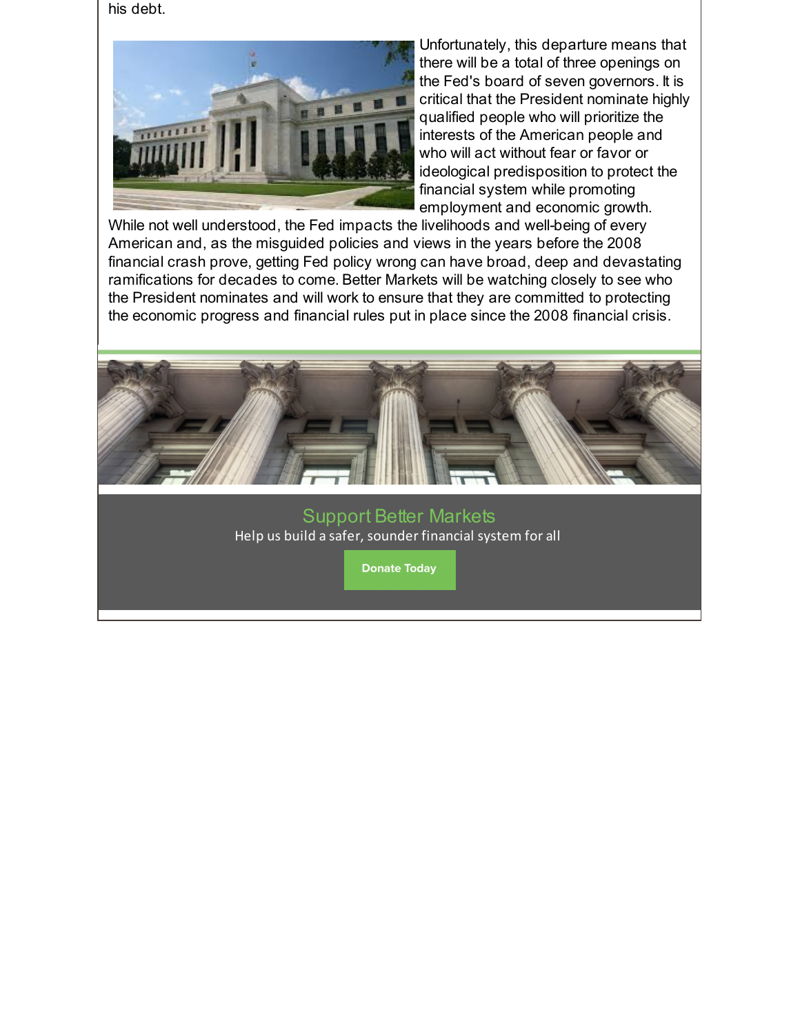his debt.

Unfortunately, this departure means that there will be a total of three openings on the Fed's board of seven governors. It is critical that the President nominate highly qualified people who will prioritize the interests of the American people and who will act without fear or favor or ideological predisposition to protect the financial system while promoting employment and economic growth. While not well understood, the Fed impacts the livelihoods and well-being of every American and, as the misguided policies and views in the years before the 2008 financial crash prove, getting Fed policy wrong can have broad, deep and devastating ramifications for decades to come. Better Markets will be watching closely to see who the President nominates and will work to ensure that they are committed to protecting the economic progress and financial rules put in place since the 2008 financial crisis.

## Support Better Markets

Help us build a safer, sounder financial system for all

**Donate Today**